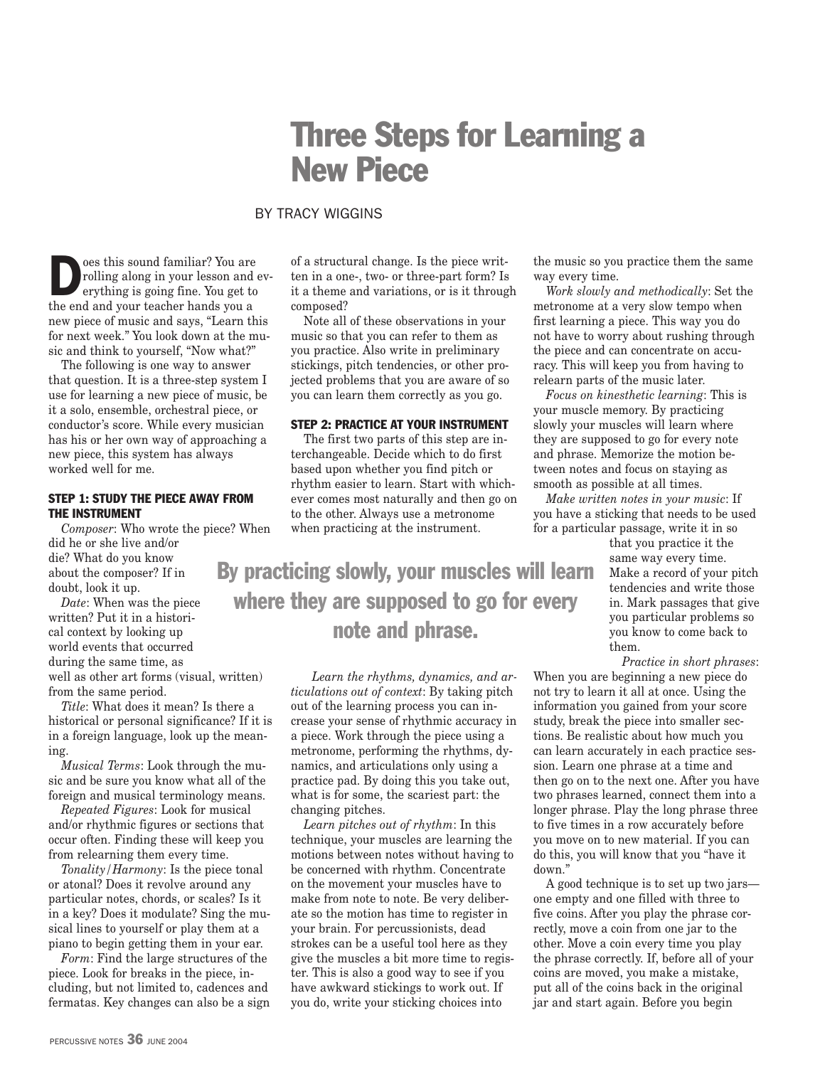# Three Steps for Learning a New Piece

BY TRACY WIGGINS

Does this sound familiar? You are rolling along in your lesson and everything is going fine. You get to the end and your teacher hands you a new piece of music and says, "Learn this for next week." You look down at the music and think to yourself, "Now what?"

The following is one way to answer that question. It is a three-step system I use for learning a new piece of music, be it a solo, ensemble, orchestral piece, or conductor's score. While every musician has his or her own way of approaching a new piece, this system has always worked well for me.

### STEP 1: STUDY THE PIECE AWAY FROM THE INSTRUMENT

*Composer*: Who wrote the piece? When did he or she live and/or die? What do you know about the composer? If in doubt, look it up.

*Date*: When was the piece written? Put it in a historical context by looking up world events that occurred during the same time, as well as other art forms (visual, written) from the same period.

*Title*: What does it mean? Is there a historical or personal significance? If it is in a foreign language, look up the meaning.

*Musical Terms*: Look through the music and be sure you know what all of the foreign and musical terminology means.

*Repeated Figures*: Look for musical and/or rhythmic figures or sections that occur often. Finding these will keep you from relearning them every time.

*Tonality/Harmony*: Is the piece tonal or atonal? Does it revolve around any particular notes, chords, or scales? Is it in a key? Does it modulate? Sing the musical lines to yourself or play them at a piano to begin getting them in your ear.

*Form*: Find the large structures of the piece. Look for breaks in the piece, including, but not limited to, cadences and fermatas. Key changes can also be a sign of a structural change. Is the piece written in a one-, two- or three-part form? Is it a theme and variations, or is it through composed?

Note all of these observations in your music so that you can refer to them as you practice. Also write in preliminary stickings, pitch tendencies, or other projected problems that you are aware of so you can learn them correctly as you go.

### STEP 2: PRACTICE AT YOUR INSTRUMENT

The first two parts of this step are interchangeable. Decide which to do first based upon whether you find pitch or rhythm easier to learn. Start with whichever comes most naturally and then go on to the other. Always use a metronome when practicing at the instrument.

**By practicing slowly, your muscles will learn where they are supposed to go for every note and phrase.**

*Learn the rhythms, dynamics, and articulations out of context*: By taking pitch out of the learning process you can increase your sense of rhythmic accuracy in a piece. Work through the piece using a metronome, performing the rhythms, dynamics, and articulations only using a practice pad. By doing this you take out, what is for some, the scariest part: the changing pitches.

*Learn pitches out of rhythm*: In this technique, your muscles are learning the motions between notes without having to be concerned with rhythm. Concentrate on the movement your muscles have to make from note to note. Be very deliberate so the motion has time to register in your brain. For percussionists, dead strokes can be a useful tool here as they give the muscles a bit more time to register. This is also a good way to see if you have awkward stickings to work out. If you do, write your sticking choices into the music so you practice them the same way every time.

*Work slowly and methodically*: Set the metronome at a very slow tempo when first learning a piece. This way you do not have to worry about rushing through the piece and can concentrate on accuracy. This will keep you from having to relearn parts of the music later.

*Focus on kinesthetic learning*: This is your muscle memory. By practicing slowly your muscles will learn where they are supposed to go for every note and phrase. Memorize the motion between notes and focus on staying as smooth as possible at all times.

*Make written notes in your music*: If you have a sticking that needs to be used for a particular passage, write it in so that you practice it the same way every time. Make a record of your pitch tendencies and write those in. Mark passages that give you particular problems so you know to come back to them.

*Practice in short phrases*: When you are beginning a new piece do not try to learn it all at once. Using the information you gained from your score study, break the piece into smaller sections. Be realistic about how much you can learn accurately in each practice session. Learn one phrase at a time and then go on to the next one. After you have two phrases learned, connect them into a longer phrase. Play the long phrase three to five times in a row accurately before you move on to new material. If you can do this, you will know that you "have it down."

A good technique is to set up two jars—one empty and one filled with three to five coins. After you play the phrase correctly, move a coin from one jar to the other. Move a coin every time you play the phrase correctly. If, before all of your coins are moved, you make a mistake, put all of the coins back in the original jar and start again. Before you begin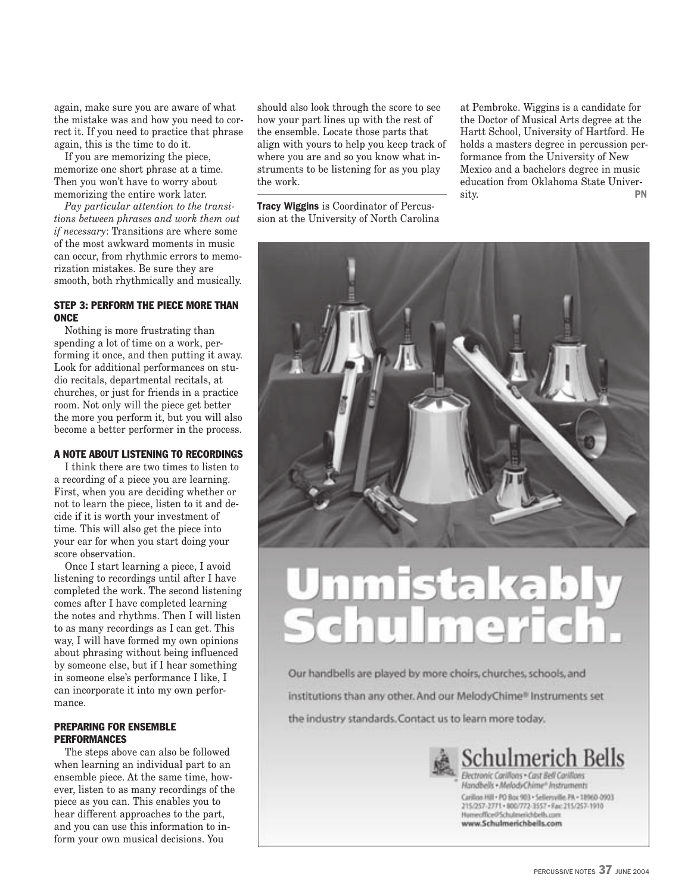again, make sure you are aware of what the mistake was and how you need to correct it. If you need to practice that phrase again, this is the time to do it.

If you are memorizing the piece, memorize one short phrase at a time. Then you won't have to worry about memorizing the entire work later.

*Pay particular attention to the transitions between phrases and work them out if necessary*: Transitions are where some of the most awkward moments in music can occur, from rhythmic errors to memorization mistakes. Be sure they are smooth, both rhythmically and musically.

### STEP 3: PERFORM THE PIECE MORE THAN ONCE

Nothing is more frustrating than spending a lot of time on a work, performing it once, and then putting it away. Look for additional performances on studio recitals, departmental recitals, at churches, or just for friends in a practice room. Not only will the piece get better the more you perform it, but you will also become a better performer in the process.

### A NOTE ABOUT LISTENING TO RECORDINGS

I think there are two times to listen to a recording of a piece you are learning. First, when you are deciding whether or not to learn the piece, listen to it and decide if it is worth your investment of time. This will also get the piece into your ear for when you start doing your score observation.

Once I start learning a piece, I avoid listening to recordings until after I have completed the work. The second listening comes after I have completed learning the notes and rhythms. Then I will listen to as many recordings as I can get. This way, I will have formed my own opinions about phrasing without being influenced by someone else, but if I hear something in someone else's performance I like, I can incorporate it into my own performance.

### PREPARING FOR ENSEMBLE PERFORMANCES

The steps above can also be followed when learning an individual part to an ensemble piece. At the same time, however, listen to as many recordings of the piece as you can. This enables you to hear different approaches to the part, and you can use this information to inform your own musical decisions. You should also look through the score to see how your part lines up with the rest of the ensemble. Locate those parts that align with yours to help you keep track of where you are and so you know what instruments to be listening for as you play the work.

---

**Tracy Wiggins** is Coordinator of Percussion at the University of North Carolina at Pembroke. Wiggins is a candidate for the Doctor of Musical Arts degree at the Hartt School, University of Hartford. He holds a masters degree in percussion performance from the University of New Mexico and a bachelors degree in music education from Oklahoma State University. **PN**

# Unmistakably Schulmerich.

Our handbells are played by more choirs, churches, schools, and institutions than any other. And our MelodyChime® Instruments set the industry standards. Contact us to learn more today.

**Schulmerich Bells**

*Electronic Carillons • Cast Bell Carillons Handbells • MelodyChime® Instruments*

Carillon Hill • PO Box 903 • Sellersville, PA • 18960-0903
215/257-2771 • 800/772-3557 • Fax: 215/257-1910
Homeoffice@Schulmerichbells.com
**www.Schulmerichbells.com**